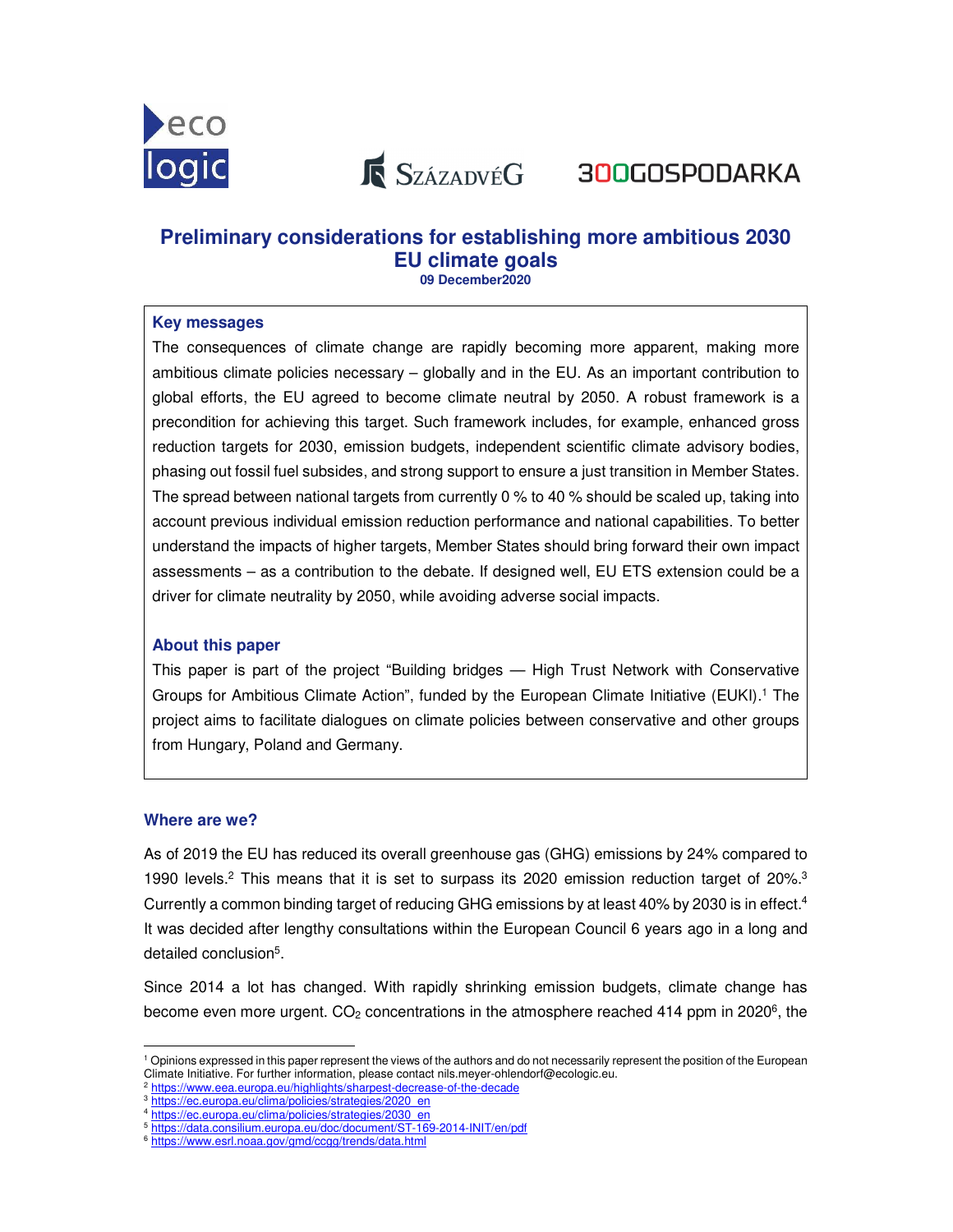# Preliminary considerations for establishing more ambitious 2030 EU climate goals

**09 December2020**

### Key messages

The consequences of climate change are rapidly becoming more apparent, making more ambitious climate policies necessary – globally and in the EU. As an important contribution to global efforts, the EU agreed to become climate neutral by 2050. A robust framework is a precondition for achieving this target. Such framework includes, for example, enhanced gross reduction targets for 2030, emission budgets, independent scientific climate advisory bodies, phasing out fossil fuel subsides, and strong support to ensure a just transition in Member States. The spread between national targets from currently 0 % to 40 % should be scaled up, taking into account previous individual emission reduction performance and national capabilities. To better understand the impacts of higher targets, Member States should bring forward their own impact assessments – as a contribution to the debate. If designed well, EU ETS extension could be a driver for climate neutrality by 2050, while avoiding adverse social impacts.

### About this paper

This paper is part of the project "Building bridges — High Trust Network with Conservative Groups for Ambitious Climate Action", funded by the European Climate Initiative (EUKI).[1] The project aims to facilitate dialogues on climate policies between conservative and other groups from Hungary, Poland and Germany.

### Where are we?

As of 2019 the EU has reduced its overall greenhouse gas (GHG) emissions by 24% compared to 1990 levels.[2] This means that it is set to surpass its 2020 emission reduction target of 20%.[3] Currently a common binding target of reducing GHG emissions by at least 40% by 2030 is in effect.[4] It was decided after lengthy consultations within the European Council 6 years ago in a long and detailed conclusion[5].

Since 2014 a lot has changed. With rapidly shrinking emission budgets, climate change has become even more urgent. $CO_2$ concentrations in the atmosphere reached 414 ppm in 2020[6], the

---

[1] Opinions expressed in this paper represent the views of the authors and do not necessarily represent the position of the European Climate Initiative. For further information, please contact nils.meyer-ohlendorf@ecologic.eu.

[2] https://www.eea.europa.eu/highlights/sharpest-decrease-of-the-decade

[3] https://ec.europa.eu/clima/policies/strategies/2020_en

[4] https://ec.europa.eu/clima/policies/strategies/2030_en

[5] https://data.consilium.europa.eu/doc/document/ST-169-2014-INIT/en/pdf

[6] https://www.esrl.noaa.gov/gmd/ccgg/trends/data.html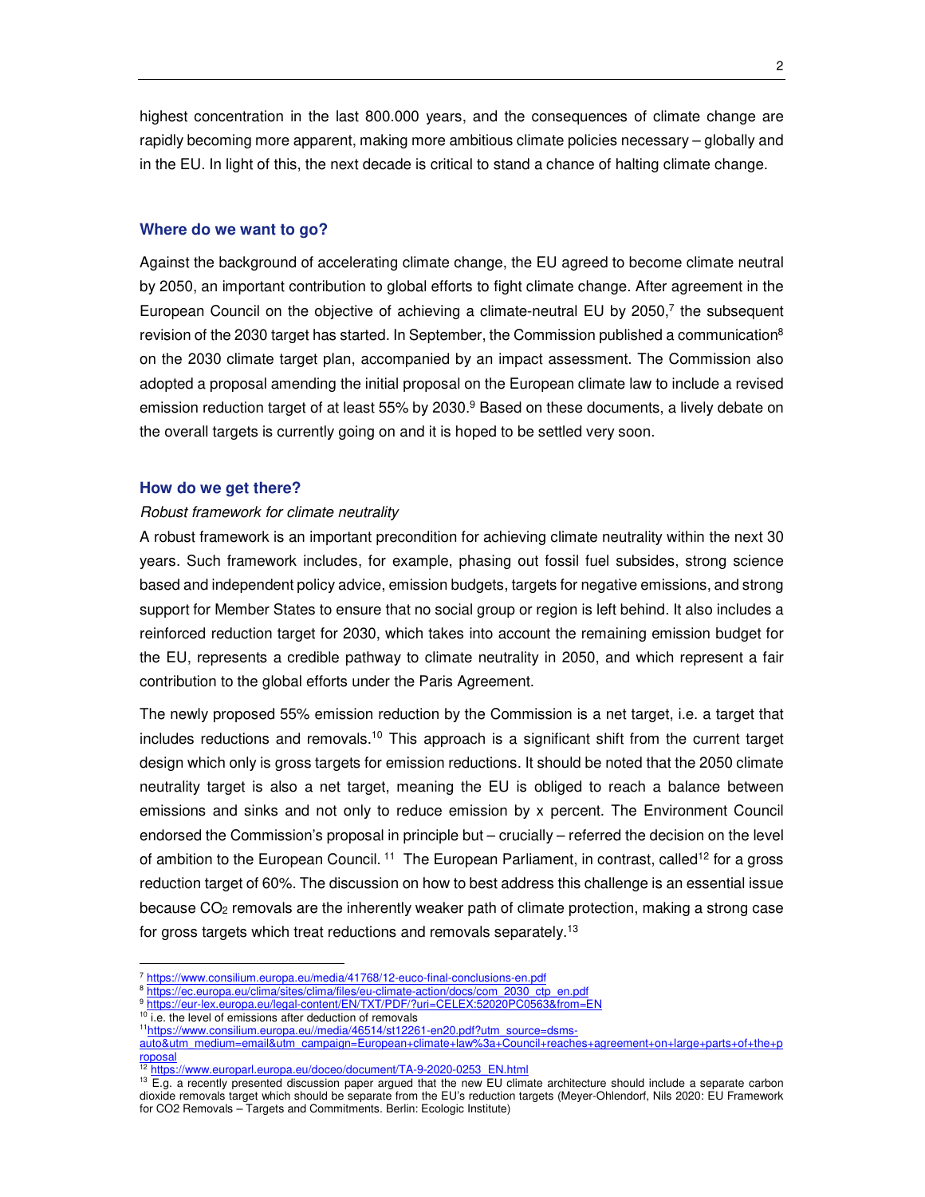highest concentration in the last 800.000 years, and the consequences of climate change are rapidly becoming more apparent, making more ambitious climate policies necessary – globally and in the EU. In light of this, the next decade is critical to stand a chance of halting climate change.

## Where do we want to go?

Against the background of accelerating climate change, the EU agreed to become climate neutral by 2050, an important contribution to global efforts to fight climate change. After agreement in the European Council on the objective of achieving a climate-neutral EU by 2050,[7] the subsequent revision of the 2030 target has started. In September, the Commission published a communication[8] on the 2030 climate target plan, accompanied by an impact assessment. The Commission also adopted a proposal amending the initial proposal on the European climate law to include a revised emission reduction target of at least 55% by 2030.[9] Based on these documents, a lively debate on the overall targets is currently going on and it is hoped to be settled very soon.

## How do we get there?

*Robust framework for climate neutrality*

A robust framework is an important precondition for achieving climate neutrality within the next 30 years. Such framework includes, for example, phasing out fossil fuel subsides, strong science based and independent policy advice, emission budgets, targets for negative emissions, and strong support for Member States to ensure that no social group or region is left behind. It also includes a reinforced reduction target for 2030, which takes into account the remaining emission budget for the EU, represents a credible pathway to climate neutrality in 2050, and which represent a fair contribution to the global efforts under the Paris Agreement.

The newly proposed 55% emission reduction by the Commission is a net target, i.e. a target that includes reductions and removals.[10] This approach is a significant shift from the current target design which only is gross targets for emission reductions. It should be noted that the 2050 climate neutrality target is also a net target, meaning the EU is obliged to reach a balance between emissions and sinks and not only to reduce emission by x percent. The Environment Council endorsed the Commission's proposal in principle but – crucially – referred the decision on the level of ambition to the European Council.[11] The European Parliament, in contrast, called[12] for a gross reduction target of 60%. The discussion on how to best address this challenge is an essential issue because $CO_2$ removals are the inherently weaker path of climate protection, making a strong case for gross targets which treat reductions and removals separately.[13]

---

[7] https://www.consilium.europa.eu/media/41768/12-euco-final-conclusions-en.pdf

[8] https://ec.europa.eu/clima/sites/clima/files/eu-climate-action/docs/com_2030_ctp_en.pdf

[9] https://eur-lex.europa.eu/legal-content/EN/TXT/PDF/?uri=CELEX:52020PC0563&from=EN

[10] i.e. the level of emissions after deduction of removals

[11] https://www.consilium.europa.eu//media/46514/st12261-en20.pdf?utm_source=dsms-auto&utm_medium=email&utm_campaign=European+climate+law%3a+Council+reaches+agreement+on+large+parts+of+the+proposal

[12] https://www.europarl.europa.eu/doceo/document/TA-9-2020-0253_EN.html

[13] E.g. a recently presented discussion paper argued that the new EU climate architecture should include a separate carbon dioxide removals target which should be separate from the EU's reduction targets (Meyer-Ohlendorf, Nils 2020: EU Framework for CO2 Removals – Targets and Commitments. Berlin: Ecologic Institute)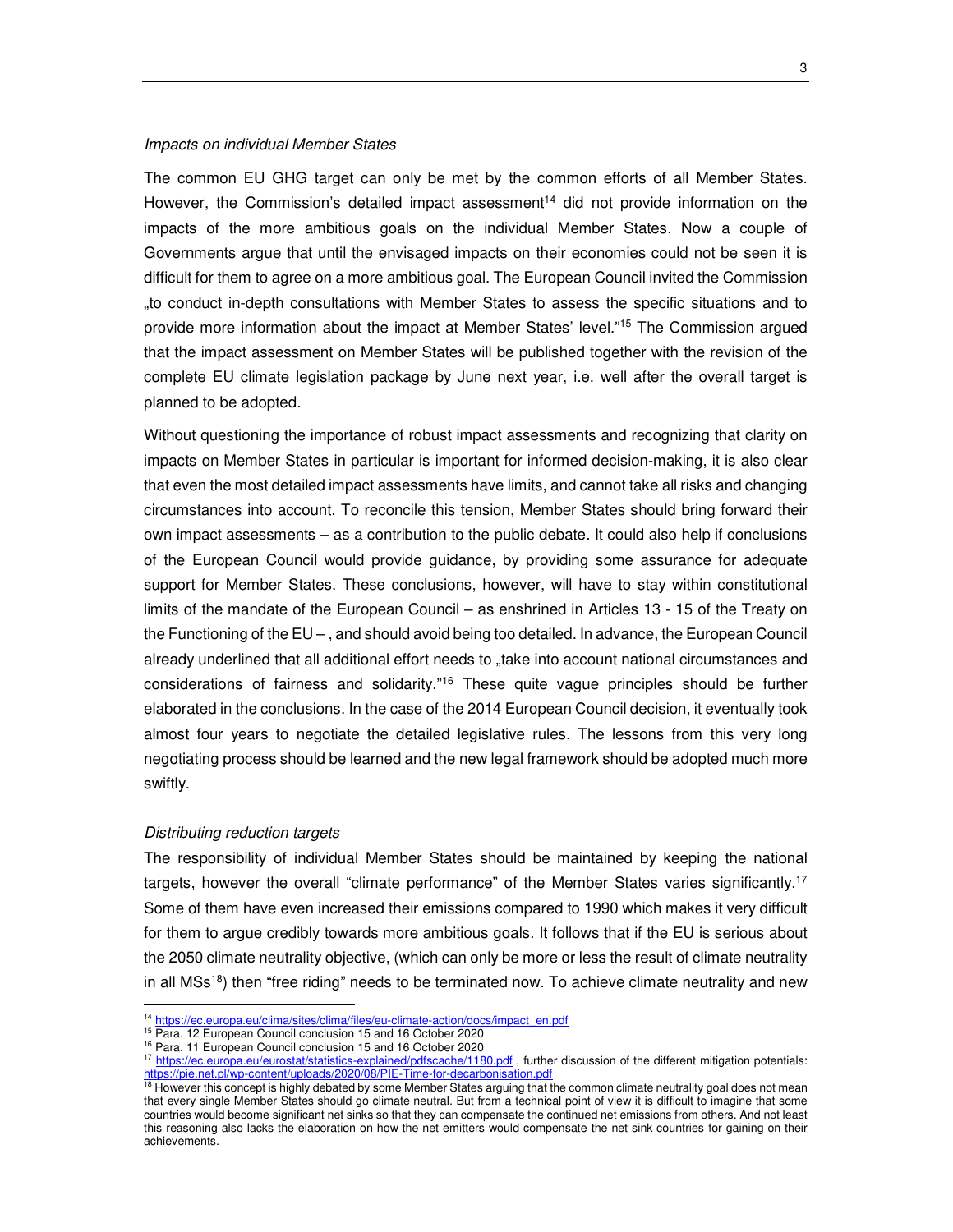*Impacts on individual Member States*

The common EU GHG target can only be met by the common efforts of all Member States. However, the Commission's detailed impact assessment[14] did not provide information on the impacts of the more ambitious goals on the individual Member States. Now a couple of Governments argue that until the envisaged impacts on their economies could not be seen it is difficult for them to agree on a more ambitious goal. The European Council invited the Commission „to conduct in-depth consultations with Member States to assess the specific situations and to provide more information about the impact at Member States' level."[15] The Commission argued that the impact assessment on Member States will be published together with the revision of the complete EU climate legislation package by June next year, i.e. well after the overall target is planned to be adopted.

Without questioning the importance of robust impact assessments and recognizing that clarity on impacts on Member States in particular is important for informed decision-making, it is also clear that even the most detailed impact assessments have limits, and cannot take all risks and changing circumstances into account. To reconcile this tension, Member States should bring forward their own impact assessments – as a contribution to the public debate. It could also help if conclusions of the European Council would provide guidance, by providing some assurance for adequate support for Member States. These conclusions, however, will have to stay within constitutional limits of the mandate of the European Council – as enshrined in Articles 13 - 15 of the Treaty on the Functioning of the EU – , and should avoid being too detailed. In advance, the European Council already underlined that all additional effort needs to „take into account national circumstances and considerations of fairness and solidarity."[16] These quite vague principles should be further elaborated in the conclusions. In the case of the 2014 European Council decision, it eventually took almost four years to negotiate the detailed legislative rules. The lessons from this very long negotiating process should be learned and the new legal framework should be adopted much more swiftly.

*Distributing reduction targets*

The responsibility of individual Member States should be maintained by keeping the national targets, however the overall "climate performance" of the Member States varies significantly.[17] Some of them have even increased their emissions compared to 1990 which makes it very difficult for them to argue credibly towards more ambitious goals. It follows that if the EU is serious about the 2050 climate neutrality objective, (which can only be more or less the result of climate neutrality in all MSs[18]) then "free riding" needs to be terminated now. To achieve climate neutrality and new

---

[14] https://ec.europa.eu/clima/sites/clima/files/eu-climate-action/docs/impact_en.pdf

[15] Para. 12 European Council conclusion 15 and 16 October 2020

[16] Para. 11 European Council conclusion 15 and 16 October 2020

[17] https://ec.europa.eu/eurostat/statistics-explained/pdfscache/1180.pdf , further discussion of the different mitigation potentials: https://pie.net.pl/wp-content/uploads/2020/08/PIE-Time-for-decarbonisation.pdf

[18] However this concept is highly debated by some Member States arguing that the common climate neutrality goal does not mean that every single Member States should go climate neutral. But from a technical point of view it is difficult to imagine that some countries would become significant net sinks so that they can compensate the continued net emissions from others. And not least this reasoning also lacks the elaboration on how the net emitters would compensate the net sink countries for gaining on their achievements.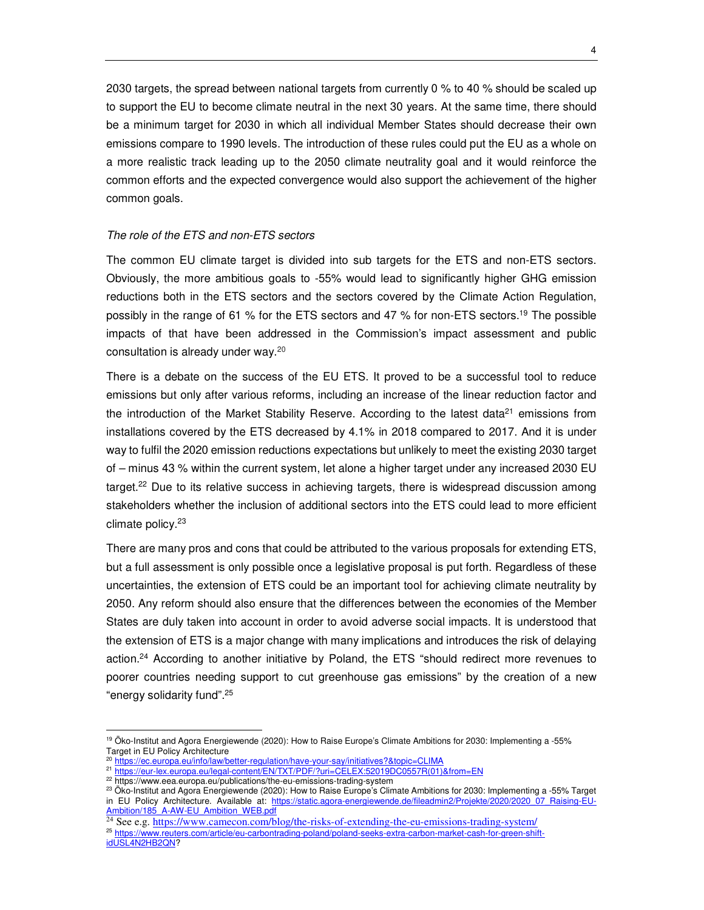2030 targets, the spread between national targets from currently 0 % to 40 % should be scaled up to support the EU to become climate neutral in the next 30 years. At the same time, there should be a minimum target for 2030 in which all individual Member States should decrease their own emissions compare to 1990 levels. The introduction of these rules could put the EU as a whole on a more realistic track leading up to the 2050 climate neutrality goal and it would reinforce the common efforts and the expected convergence would also support the achievement of the higher common goals.

*The role of the ETS and non-ETS sectors*

The common EU climate target is divided into sub targets for the ETS and non-ETS sectors. Obviously, the more ambitious goals to -55% would lead to significantly higher GHG emission reductions both in the ETS sectors and the sectors covered by the Climate Action Regulation, possibly in the range of 61 % for the ETS sectors and 47 % for non-ETS sectors.[19] The possible impacts of that have been addressed in the Commission's impact assessment and public consultation is already under way.[20]

There is a debate on the success of the EU ETS. It proved to be a successful tool to reduce emissions but only after various reforms, including an increase of the linear reduction factor and the introduction of the Market Stability Reserve. According to the latest data[21] emissions from installations covered by the ETS decreased by 4.1% in 2018 compared to 2017. And it is under way to fulfil the 2020 emission reductions expectations but unlikely to meet the existing 2030 target of – minus 43 % within the current system, let alone a higher target under any increased 2030 EU target.[22] Due to its relative success in achieving targets, there is widespread discussion among stakeholders whether the inclusion of additional sectors into the ETS could lead to more efficient climate policy.[23]

There are many pros and cons that could be attributed to the various proposals for extending ETS, but a full assessment is only possible once a legislative proposal is put forth. Regardless of these uncertainties, the extension of ETS could be an important tool for achieving climate neutrality by 2050. Any reform should also ensure that the differences between the economies of the Member States are duly taken into account in order to avoid adverse social impacts. It is understood that the extension of ETS is a major change with many implications and introduces the risk of delaying action.[24] According to another initiative by Poland, the ETS "should redirect more revenues to poorer countries needing support to cut greenhouse gas emissions" by the creation of a new "energy solidarity fund".[25]

---

[19] Öko-Institut and Agora Energiewende (2020): How to Raise Europe's Climate Ambitions for 2030: Implementing a -55% Target in EU Policy Architecture

[20] https://ec.europa.eu/info/law/better-regulation/have-your-say/initiatives?&topic=CLIMA

[21] https://eur-lex.europa.eu/legal-content/EN/TXT/PDF/?uri=CELEX:52019DC0557R(01)&from=EN

[22] https://www.eea.europa.eu/publications/the-eu-emissions-trading-system

[23] Öko-Institut and Agora Energiewende (2020): How to Raise Europe's Climate Ambitions for 2030: Implementing a -55% Target in EU Policy Architecture. Available at: https://static.agora-energiewende.de/fileadmin2/Projekte/2020/2020_07_Raising-EU-Ambition/185_A-AW-EU_Ambition_WEB.pdf

[24] See e.g. https://www.camecon.com/blog/the-risks-of-extending-the-eu-emissions-trading-system/

[25] https://www.reuters.com/article/eu-carbontrading-poland/poland-seeks-extra-carbon-market-cash-for-green-shift-idUSL4N2HB2QN?